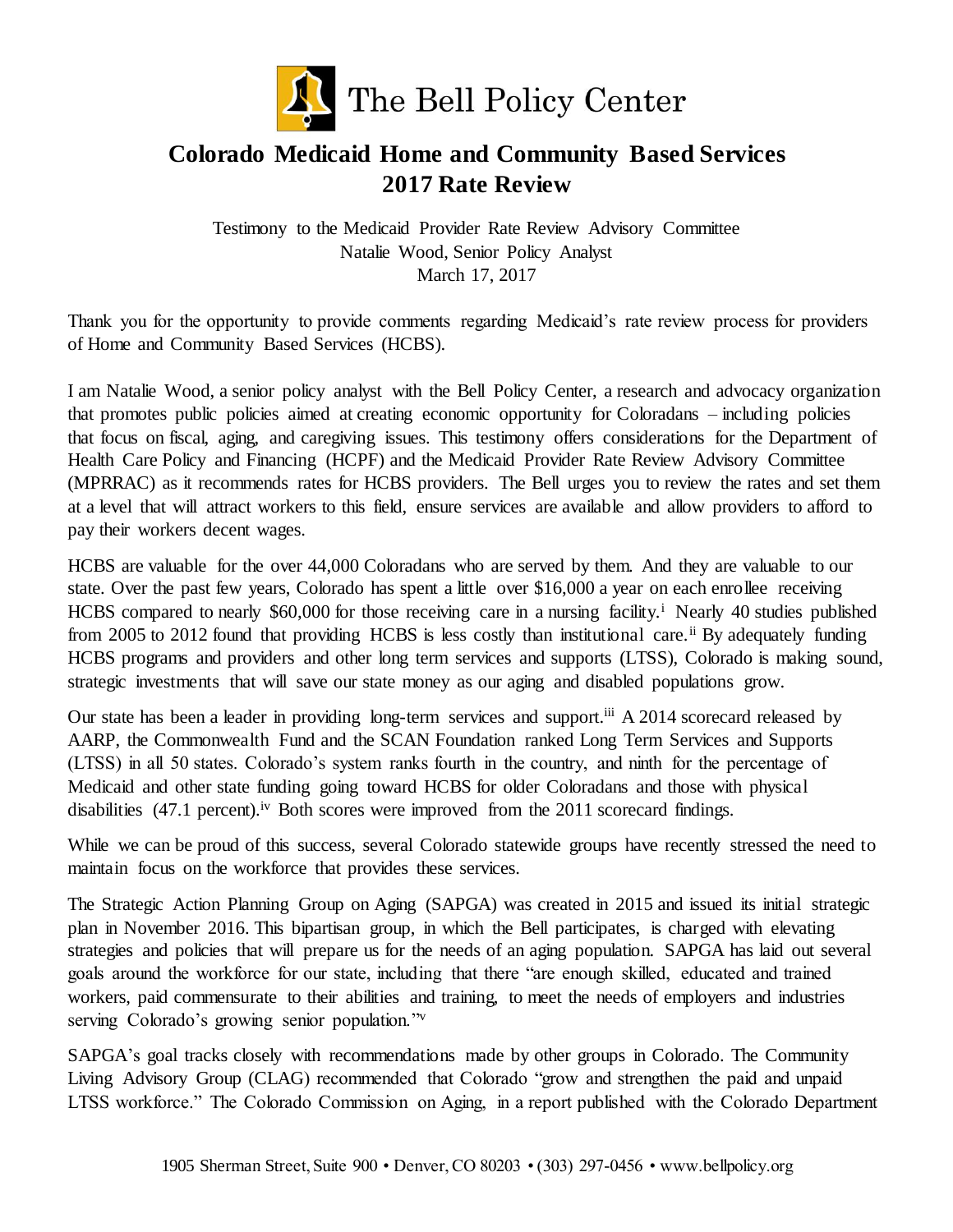The Bell Policy Center

# Colorado Medicaid Home and Community Based Services 2017 Rate Review

Testimony to the Medicaid Provider Rate Review Advisory Committee
Natalie Wood, Senior Policy Analyst
March 17, 2017

Thank you for the opportunity to provide comments regarding Medicaid's rate review process for providers of Home and Community Based Services (HCBS).

I am Natalie Wood, a senior policy analyst with the Bell Policy Center, a research and advocacy organization that promotes public policies aimed at creating economic opportunity for Coloradans – including policies that focus on fiscal, aging, and caregiving issues. This testimony offers considerations for the Department of Health Care Policy and Financing (HCPF) and the Medicaid Provider Rate Review Advisory Committee (MPRRAC) as it recommends rates for HCBS providers. The Bell urges you to review the rates and set them at a level that will attract workers to this field, ensure services are available and allow providers to afford to pay their workers decent wages.

HCBS are valuable for the over 44,000 Coloradans who are served by them. And they are valuable to our state. Over the past few years, Colorado has spent a little over $16,000 a year on each enrollee receiving HCBS compared to nearly $60,000 for those receiving care in a nursing facility.[i] Nearly 40 studies published from 2005 to 2012 found that providing HCBS is less costly than institutional care.[ii] By adequately funding HCBS programs and providers and other long term services and supports (LTSS), Colorado is making sound, strategic investments that will save our state money as our aging and disabled populations grow.

Our state has been a leader in providing long-term services and support.[iii] A 2014 scorecard released by AARP, the Commonwealth Fund and the SCAN Foundation ranked Long Term Services and Supports (LTSS) in all 50 states. Colorado's system ranks fourth in the country, and ninth for the percentage of Medicaid and other state funding going toward HCBS for older Coloradans and those with physical disabilities (47.1 percent).[iv] Both scores were improved from the 2011 scorecard findings.

While we can be proud of this success, several Colorado statewide groups have recently stressed the need to maintain focus on the workforce that provides these services.

The Strategic Action Planning Group on Aging (SAPGA) was created in 2015 and issued its initial strategic plan in November 2016. This bipartisan group, in which the Bell participates, is charged with elevating strategies and policies that will prepare us for the needs of an aging population. SAPGA has laid out several goals around the workforce for our state, including that there "are enough skilled, educated and trained workers, paid commensurate to their abilities and training, to meet the needs of employers and industries serving Colorado's growing senior population."[v]

SAPGA's goal tracks closely with recommendations made by other groups in Colorado. The Community Living Advisory Group (CLAG) recommended that Colorado "grow and strengthen the paid and unpaid LTSS workforce." The Colorado Commission on Aging, in a report published with the Colorado Department

1905 Sherman Street, Suite 900 • Denver, CO 80203 • (303) 297-0456 • www.bellpolicy.org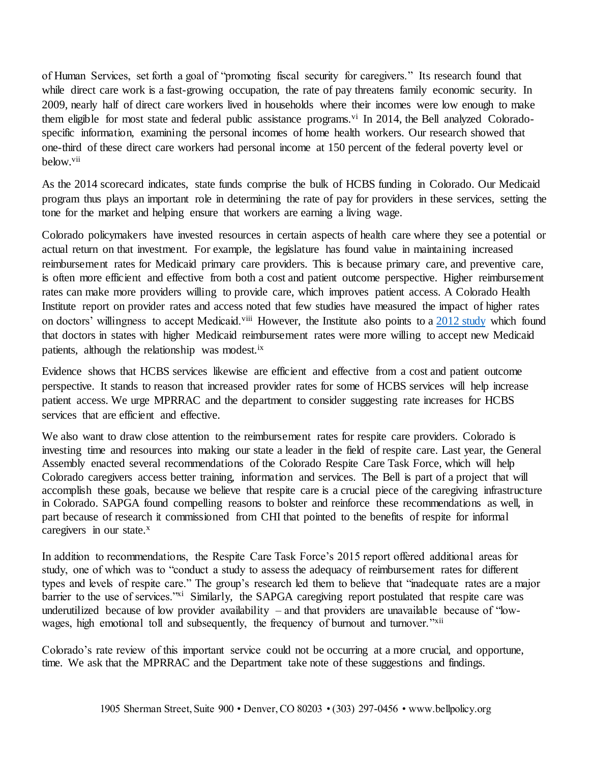of Human Services, set forth a goal of "promoting fiscal security for caregivers." Its research found that while direct care work is a fast-growing occupation, the rate of pay threatens family economic security. In 2009, nearly half of direct care workers lived in households where their incomes were low enough to make them eligible for most state and federal public assistance programs.[vi] In 2014, the Bell analyzed Colorado-specific information, examining the personal incomes of home health workers. Our research showed that one-third of these direct care workers had personal income at 150 percent of the federal poverty level or below.[vii]

As the 2014 scorecard indicates, state funds comprise the bulk of HCBS funding in Colorado. Our Medicaid program thus plays an important role in determining the rate of pay for providers in these services, setting the tone for the market and helping ensure that workers are earning a living wage.

Colorado policymakers have invested resources in certain aspects of health care where they see a potential or actual return on that investment. For example, the legislature has found value in maintaining increased reimbursement rates for Medicaid primary care providers. This is because primary care, and preventive care, is often more efficient and effective from both a cost and patient outcome perspective. Higher reimbursement rates can make more providers willing to provide care, which improves patient access. A Colorado Health Institute report on provider rates and access noted that few studies have measured the impact of higher rates on doctors' willingness to accept Medicaid.[viii] However, the Institute also points to a 2012 study which found that doctors in states with higher Medicaid reimbursement rates were more willing to accept new Medicaid patients, although the relationship was modest.[ix]

Evidence shows that HCBS services likewise are efficient and effective from a cost and patient outcome perspective. It stands to reason that increased provider rates for some of HCBS services will help increase patient access. We urge MPRRAC and the department to consider suggesting rate increases for HCBS services that are efficient and effective.

We also want to draw close attention to the reimbursement rates for respite care providers. Colorado is investing time and resources into making our state a leader in the field of respite care. Last year, the General Assembly enacted several recommendations of the Colorado Respite Care Task Force, which will help Colorado caregivers access better training, information and services. The Bell is part of a project that will accomplish these goals, because we believe that respite care is a crucial piece of the caregiving infrastructure in Colorado. SAPGA found compelling reasons to bolster and reinforce these recommendations as well, in part because of research it commissioned from CHI that pointed to the benefits of respite for informal caregivers in our state.[x]

In addition to recommendations, the Respite Care Task Force's 2015 report offered additional areas for study, one of which was to "conduct a study to assess the adequacy of reimbursement rates for different types and levels of respite care." The group's research led them to believe that "inadequate rates are a major barrier to the use of services."[xi] Similarly, the SAPGA caregiving report postulated that respite care was underutilized because of low provider availability – and that providers are unavailable because of "low-wages, high emotional toll and subsequently, the frequency of burnout and turnover."[xii]

Colorado's rate review of this important service could not be occurring at a more crucial, and opportune, time. We ask that the MPRRAC and the Department take note of these suggestions and findings.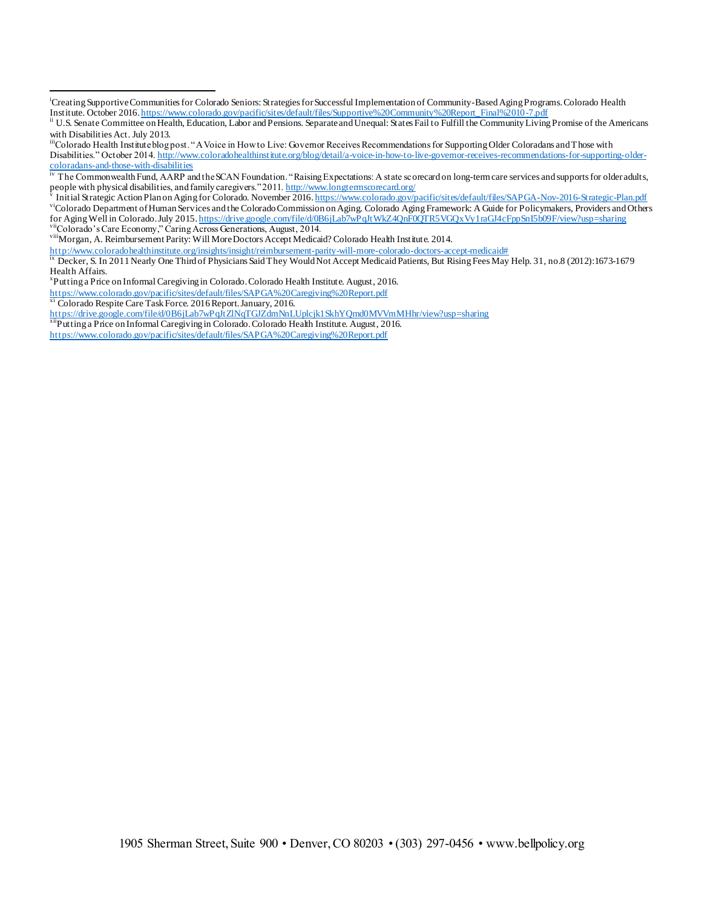---

[i] Creating Supportive Communities for Colorado Seniors: Strategies for Successful Implementation of Community-Based Aging Programs. Colorado Health Institute. October 2016. https://www.colorado.gov/pacific/sites/default/files/Supportive%20Community%20Report_Final%2010-7.pdf

[ii] U.S. Senate Committee on Health, Education, Labor and Pensions. Separate and Unequal: States Fail to Fulfill the Community Living Promise of the Americans with Disabilities Act. July 2013.

[iii] Colorado Health Institute blog post. "A Voice in How to Live: Governor Receives Recommendations for Supporting Older Coloradans and Those with Disabilities." October 2014. http://www.coloradohealthinstitute.org/blog/detail/a-voice-in-how-to-live-governor-receives-recommendations-for-supporting-older-coloradans-and-those-with-disabilities

[iv] The Commonwealth Fund, AARP and the SCAN Foundation. "Raising Expectations: A state scorecard on long-term care services and supports for older adults, people with physical disabilities, and family caregivers." 2011. http://www.longtermscorecard.org/

[v] Initial Strategic Action Plan on Aging for Colorado. November 2016. https://www.colorado.gov/pacific/sites/default/files/SAPGA-Nov-2016-Strategic-Plan.pdf

[vi] Colorado Department of Human Services and the Colorado Commission on Aging. Colorado Aging Framework: A Guide for Policymakers, Providers and Others for Aging Well in Colorado. July 2015. https://drive.google.com/file/d/0B6jLab7wPqJtWkZ4QnF0QTR5VGQxVy1raGJ4cFppSnI5b09F/view?usp=sharing

[vii] Colorado's Care Economy," Caring Across Generations, August, 2014.

[viii] Morgan, A. Reimbursement Parity: Will More Doctors Accept Medicaid? Colorado Health Institute. 2014. http://www.coloradohealthinstitute.org/insights/insight/reimbursement-parity-will-more-colorado-doctors-accept-medicaid#

[ix] Decker, S. In 2011 Nearly One Third of Physicians Said They Would Not Accept Medicaid Patients, But Rising Fees May Help. 31, no.8 (2012):1673-1679 Health Affairs.

[x] Putting a Price on Informal Caregiving in Colorado. Colorado Health Institute. August, 2016. https://www.colorado.gov/pacific/sites/default/files/SAPGA%20Caregiving%20Report.pdf

[xi] Colorado Respite Care Task Force. 2016 Report. January, 2016. https://drive.google.com/file/d/0B6jLab7wPqJtZlNqTGJZdmNnLUplcjk1SkhYQmd0MVVmMHhr/view?usp=sharing

[xii] Putting a Price on Informal Caregiving in Colorado. Colorado Health Institute. August, 2016. https://www.colorado.gov/pacific/sites/default/files/SAPGA%20Caregiving%20Report.pdf

1905 Sherman Street, Suite 900 • Denver, CO 80203 • (303) 297-0456 • www.bellpolicy.org